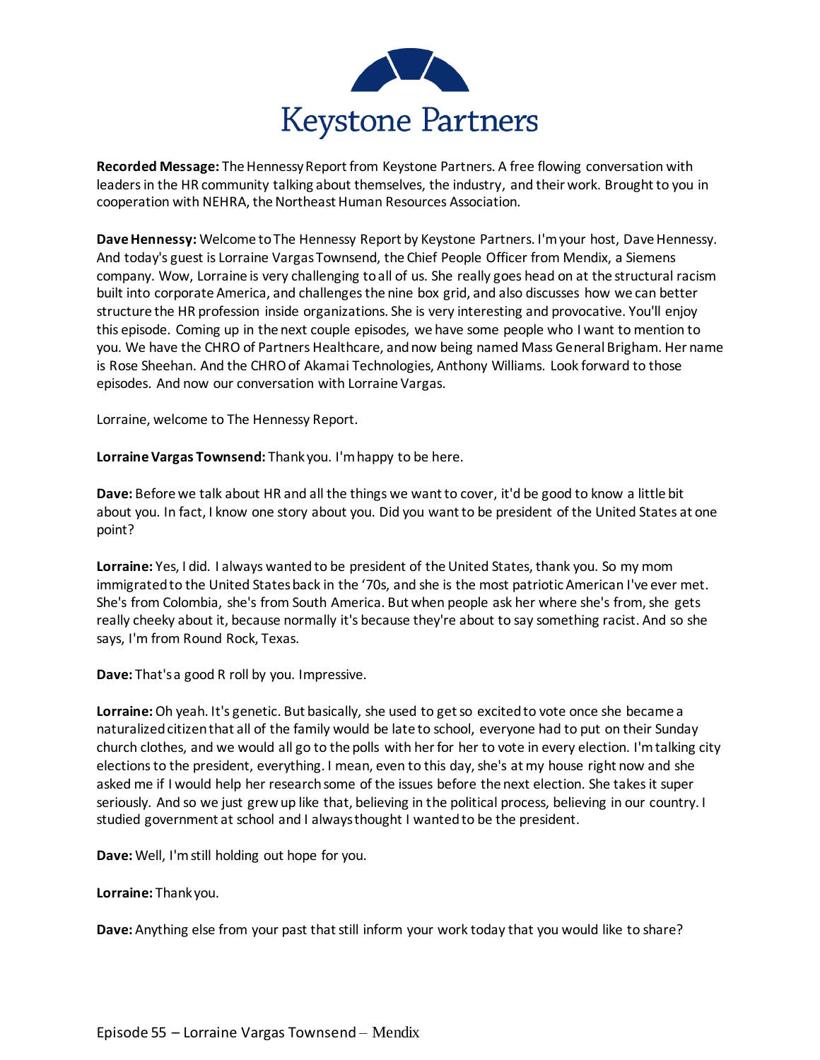Keystone Partners

**Recorded Message:** The Hennessy Report from Keystone Partners. A free flowing conversation with leaders in the HR community talking about themselves, the industry, and their work. Brought to you in cooperation with NEHRA, the Northeast Human Resources Association.

**Dave Hennessy:** Welcome to The Hennessy Report by Keystone Partners. I'm your host, Dave Hennessy. And today's guest is Lorraine Vargas Townsend, the Chief People Officer from Mendix, a Siemens company. Wow, Lorraine is very challenging to all of us. She really goes head on at the structural racism built into corporate America, and challenges the nine box grid, and also discusses how we can better structure the HR profession inside organizations. She is very interesting and provocative. You'll enjoy this episode. Coming up in the next couple episodes, we have some people who I want to mention to you. We have the CHRO of Partners Healthcare, and now being named Mass General Brigham. Her name is Rose Sheehan. And the CHRO of Akamai Technologies, Anthony Williams. Look forward to those episodes. And now our conversation with Lorraine Vargas.

Lorraine, welcome to The Hennessy Report.

**Lorraine Vargas Townsend:** Thank you. I'm happy to be here.

**Dave:** Before we talk about HR and all the things we want to cover, it'd be good to know a little bit about you. In fact, I know one story about you. Did you want to be president of the United States at one point?

**Lorraine:** Yes, I did. I always wanted to be president of the United States, thank you. So my mom immigrated to the United States back in the '70s, and she is the most patriotic American I've ever met. She's from Colombia, she's from South America. But when people ask her where she's from, she gets really cheeky about it, because normally it's because they're about to say something racist. And so she says, I'm from Round Rock, Texas.

**Dave:** That's a good R roll by you. Impressive.

**Lorraine:** Oh yeah. It's genetic. But basically, she used to get so excited to vote once she became a naturalized citizen that all of the family would be late to school, everyone had to put on their Sunday church clothes, and we would all go to the polls with her for her to vote in every election. I'm talking city elections to the president, everything. I mean, even to this day, she's at my house right now and she asked me if I would help her research some of the issues before the next election. She takes it super seriously. And so we just grew up like that, believing in the political process, believing in our country. I studied government at school and I always thought I wanted to be the president.

**Dave:** Well, I'm still holding out hope for you.

**Lorraine:** Thank you.

**Dave:** Anything else from your past that still inform your work today that you would like to share?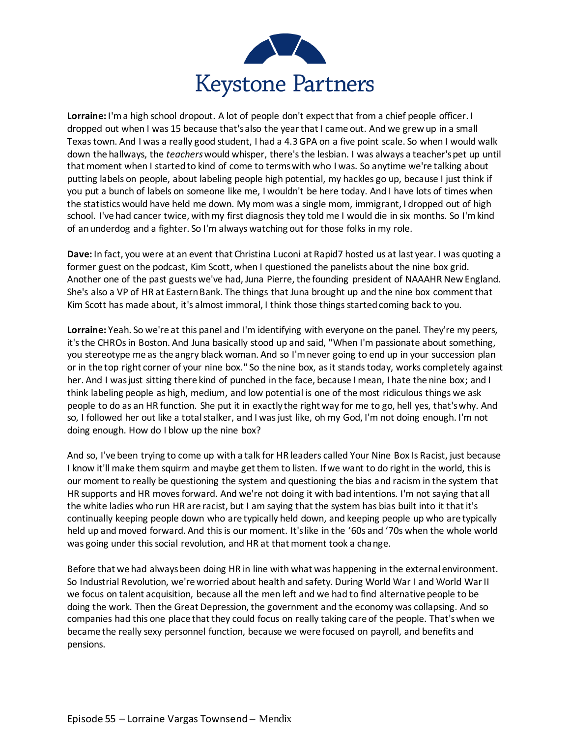**Lorraine:** I'm a high school dropout. A lot of people don't expect that from a chief people officer. I dropped out when I was 15 because that's also the year that I came out. And we grew up in a small Texas town. And I was a really good student, I had a 4.3 GPA on a five point scale. So when I would walk down the hallways, the *teachers* would whisper, there's the lesbian. I was always a teacher's pet up until that moment when I started to kind of come to terms with who I was. So anytime we're talking about putting labels on people, about labeling people high potential, my hackles go up, because I just think if you put a bunch of labels on someone like me, I wouldn't be here today. And I have lots of times when the statistics would have held me down. My mom was a single mom, immigrant, I dropped out of high school. I've had cancer twice, with my first diagnosis they told me I would die in six months. So I'm kind of an underdog and a fighter. So I'm always watching out for those folks in my role.

**Dave:** In fact, you were at an event that Christina Luconi at Rapid7 hosted us at last year. I was quoting a former guest on the podcast, Kim Scott, when I questioned the panelists about the nine box grid. Another one of the past guests we've had, Juna Pierre, the founding president of NAAAHR New England. She's also a VP of HR at Eastern Bank. The things that Juna brought up and the nine box comment that Kim Scott has made about, it's almost immoral, I think those things started coming back to you.

**Lorraine:** Yeah. So we're at this panel and I'm identifying with everyone on the panel. They're my peers, it's the CHROs in Boston. And Juna basically stood up and said, "When I'm passionate about something, you stereotype me as the angry black woman. And so I'm never going to end up in your succession plan or in the top right corner of your nine box." So the nine box, as it stands today, works completely against her. And I was just sitting there kind of punched in the face, because I mean, I hate the nine box; and I think labeling people as high, medium, and low potential is one of the most ridiculous things we ask people to do as an HR function. She put it in exactly the right way for me to go, hell yes, that's why. And so, I followed her out like a total stalker, and I was just like, oh my God, I'm not doing enough. I'm not doing enough. How do I blow up the nine box?

And so, I've been trying to come up with a talk for HR leaders called Your Nine Box Is Racist, just because I know it'll make them squirm and maybe get them to listen. If we want to do right in the world, this is our moment to really be questioning the system and questioning the bias and racism in the system that HR supports and HR moves forward. And we're not doing it with bad intentions. I'm not saying that all the white ladies who run HR are racist, but I am saying that the system has bias built into it that it's continually keeping people down who are typically held down, and keeping people up who are typically held up and moved forward. And this is our moment. It's like in the '60s and '70s when the whole world was going under this social revolution, and HR at that moment took a change.

Before that we had always been doing HR in line with what was happening in the external environment. So Industrial Revolution, we're worried about health and safety. During World War I and World War II we focus on talent acquisition, because all the men left and we had to find alternative people to be doing the work. Then the Great Depression, the government and the economy was collapsing. And so companies had this one place that they could focus on really taking care of the people. That's when we became the really sexy personnel function, because we were focused on payroll, and benefits and pensions.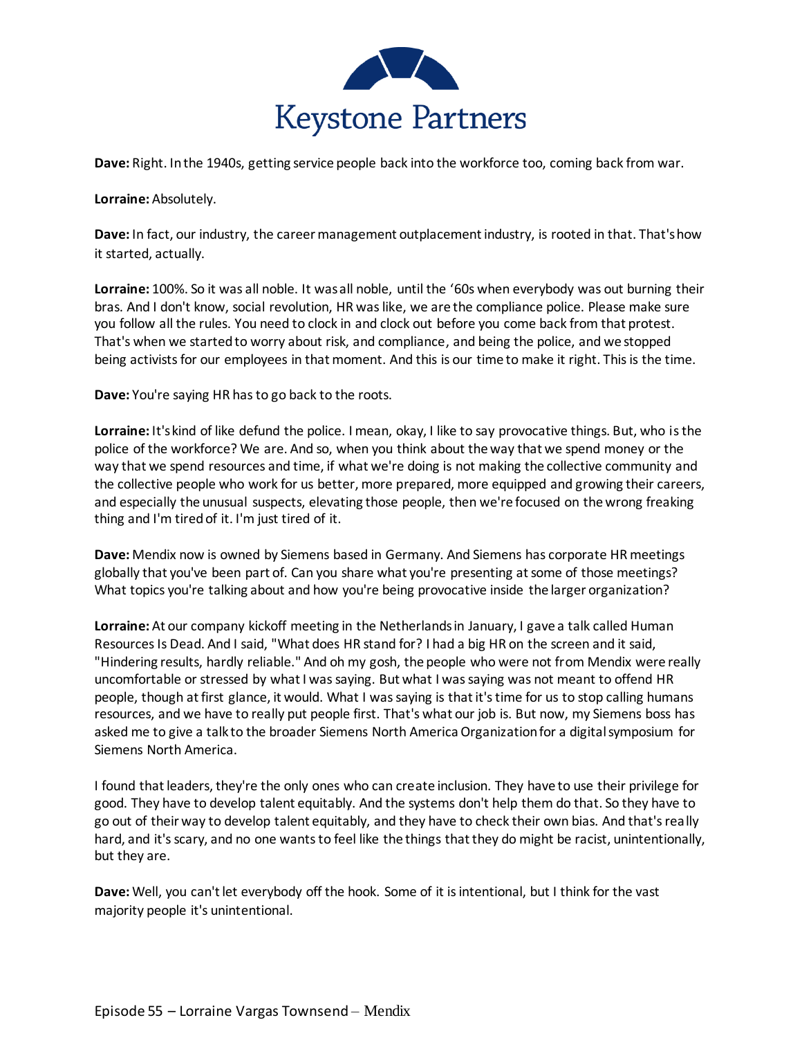**Dave:** Right. In the 1940s, getting service people back into the workforce too, coming back from war.

**Lorraine:** Absolutely.

**Dave:** In fact, our industry, the career management outplacement industry, is rooted in that. That's how it started, actually.

**Lorraine:** 100%. So it was all noble. It was all noble, until the '60s when everybody was out burning their bras. And I don't know, social revolution, HR was like, we are the compliance police. Please make sure you follow all the rules. You need to clock in and clock out before you come back from that protest. That's when we started to worry about risk, and compliance, and being the police, and we stopped being activists for our employees in that moment. And this is our time to make it right. This is the time.

**Dave:** You're saying HR has to go back to the roots.

**Lorraine:** It's kind of like defund the police. I mean, okay, I like to say provocative things. But, who is the police of the workforce? We are. And so, when you think about the way that we spend money or the way that we spend resources and time, if what we're doing is not making the collective community and the collective people who work for us better, more prepared, more equipped and growing their careers, and especially the unusual suspects, elevating those people, then we're focused on the wrong freaking thing and I'm tired of it. I'm just tired of it.

**Dave:** Mendix now is owned by Siemens based in Germany. And Siemens has corporate HR meetings globally that you've been part of. Can you share what you're presenting at some of those meetings? What topics you're talking about and how you're being provocative inside the larger organization?

**Lorraine:** At our company kickoff meeting in the Netherlands in January, I gave a talk called Human Resources Is Dead. And I said, "What does HR stand for? I had a big HR on the screen and it said, "Hindering results, hardly reliable." And oh my gosh, the people who were not from Mendix were really uncomfortable or stressed by what I was saying. But what I was saying was not meant to offend HR people, though at first glance, it would. What I was saying is that it's time for us to stop calling humans resources, and we have to really put people first. That's what our job is. But now, my Siemens boss has asked me to give a talk to the broader Siemens North America Organization for a digital symposium for Siemens North America.

I found that leaders, they're the only ones who can create inclusion. They have to use their privilege for good. They have to develop talent equitably. And the systems don't help them do that. So they have to go out of their way to develop talent equitably, and they have to check their own bias. And that's really hard, and it's scary, and no one wants to feel like the things that they do might be racist, unintentionally, but they are.

**Dave:** Well, you can't let everybody off the hook. Some of it is intentional, but I think for the vast majority people it's unintentional.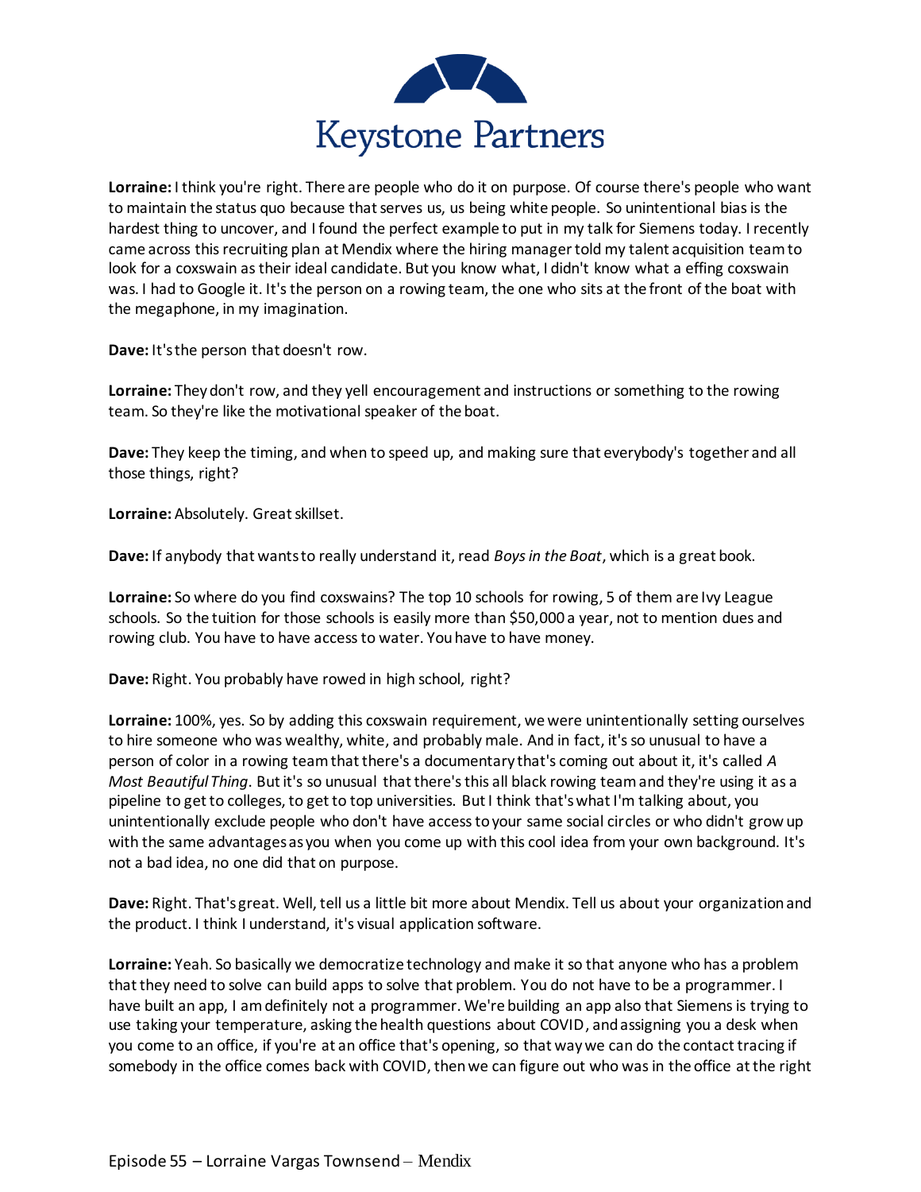**Lorraine:** I think you're right. There are people who do it on purpose. Of course there's people who want to maintain the status quo because that serves us, us being white people. So unintentional bias is the hardest thing to uncover, and I found the perfect example to put in my talk for Siemens today. I recently came across this recruiting plan at Mendix where the hiring manager told my talent acquisition team to look for a coxswain as their ideal candidate. But you know what, I didn't know what a effing coxswain was. I had to Google it. It's the person on a rowing team, the one who sits at the front of the boat with the megaphone, in my imagination.

**Dave:** It's the person that doesn't row.

**Lorraine:** They don't row, and they yell encouragement and instructions or something to the rowing team. So they're like the motivational speaker of the boat.

**Dave:** They keep the timing, and when to speed up, and making sure that everybody's together and all those things, right?

**Lorraine:** Absolutely. Great skillset.

**Dave:** If anybody that wants to really understand it, read *Boys in the Boat*, which is a great book.

**Lorraine:** So where do you find coxswains? The top 10 schools for rowing, 5 of them are Ivy League schools. So the tuition for those schools is easily more than $50,000 a year, not to mention dues and rowing club. You have to have access to water. You have to have money.

**Dave:** Right. You probably have rowed in high school, right?

**Lorraine:** 100%, yes. So by adding this coxswain requirement, we were unintentionally setting ourselves to hire someone who was wealthy, white, and probably male. And in fact, it's so unusual to have a person of color in a rowing team that there's a documentary that's coming out about it, it's called *A Most Beautiful Thing*. But it's so unusual that there's this all black rowing team and they're using it as a pipeline to get to colleges, to get to top universities. But I think that's what I'm talking about, you unintentionally exclude people who don't have access to your same social circles or who didn't grow up with the same advantages as you when you come up with this cool idea from your own background. It's not a bad idea, no one did that on purpose.

**Dave:** Right. That's great. Well, tell us a little bit more about Mendix. Tell us about your organization and the product. I think I understand, it's visual application software.

**Lorraine:** Yeah. So basically we democratize technology and make it so that anyone who has a problem that they need to solve can build apps to solve that problem. You do not have to be a programmer. I have built an app, I am definitely not a programmer. We're building an app also that Siemens is trying to use taking your temperature, asking the health questions about COVID, and assigning you a desk when you come to an office, if you're at an office that's opening, so that way we can do the contact tracing if somebody in the office comes back with COVID, then we can figure out who was in the office at the right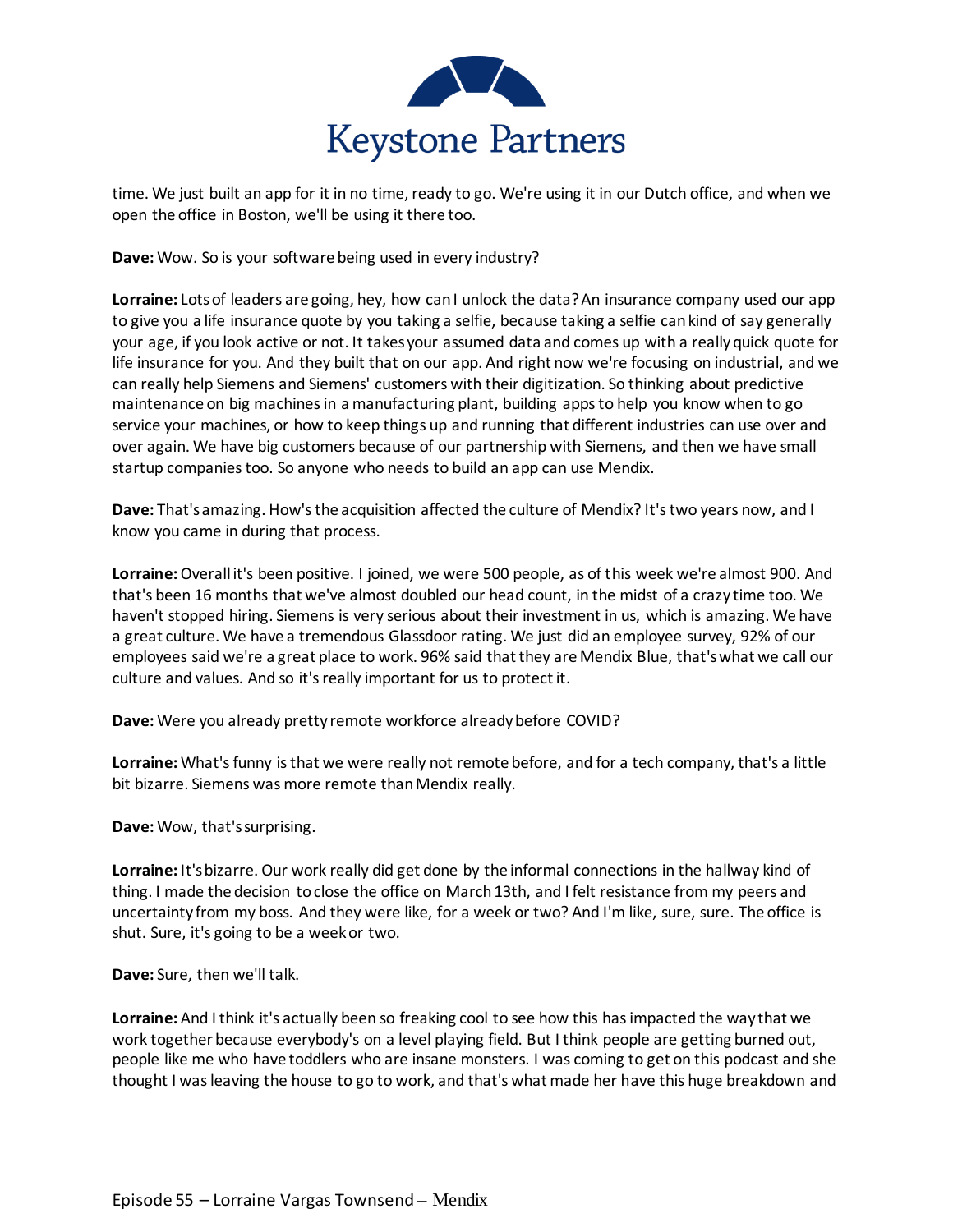time. We just built an app for it in no time, ready to go. We're using it in our Dutch office, and when we open the office in Boston, we'll be using it there too.

**Dave:** Wow. So is your software being used in every industry?

**Lorraine:** Lots of leaders are going, hey, how can I unlock the data? An insurance company used our app to give you a life insurance quote by you taking a selfie, because taking a selfie can kind of say generally your age, if you look active or not. It takes your assumed data and comes up with a really quick quote for life insurance for you. And they built that on our app. And right now we're focusing on industrial, and we can really help Siemens and Siemens' customers with their digitization. So thinking about predictive maintenance on big machines in a manufacturing plant, building apps to help you know when to go service your machines, or how to keep things up and running that different industries can use over and over again. We have big customers because of our partnership with Siemens, and then we have small startup companies too. So anyone who needs to build an app can use Mendix.

**Dave:** That's amazing. How's the acquisition affected the culture of Mendix? It's two years now, and I know you came in during that process.

**Lorraine:** Overall it's been positive. I joined, we were 500 people, as of this week we're almost 900. And that's been 16 months that we've almost doubled our head count, in the midst of a crazy time too. We haven't stopped hiring. Siemens is very serious about their investment in us, which is amazing. We have a great culture. We have a tremendous Glassdoor rating. We just did an employee survey, 92% of our employees said we're a great place to work. 96% said that they are Mendix Blue, that's what we call our culture and values. And so it's really important for us to protect it.

**Dave:** Were you already pretty remote workforce already before COVID?

**Lorraine:** What's funny is that we were really not remote before, and for a tech company, that's a little bit bizarre. Siemens was more remote than Mendix really.

**Dave:** Wow, that's surprising.

**Lorraine:** It's bizarre. Our work really did get done by the informal connections in the hallway kind of thing. I made the decision to close the office on March 13th, and I felt resistance from my peers and uncertainty from my boss. And they were like, for a week or two? And I'm like, sure, sure. The office is shut. Sure, it's going to be a week or two.

**Dave:** Sure, then we'll talk.

**Lorraine:** And I think it's actually been so freaking cool to see how this has impacted the way that we work together because everybody's on a level playing field. But I think people are getting burned out, people like me who have toddlers who are insane monsters. I was coming to get on this podcast and she thought I was leaving the house to go to work, and that's what made her have this huge breakdown and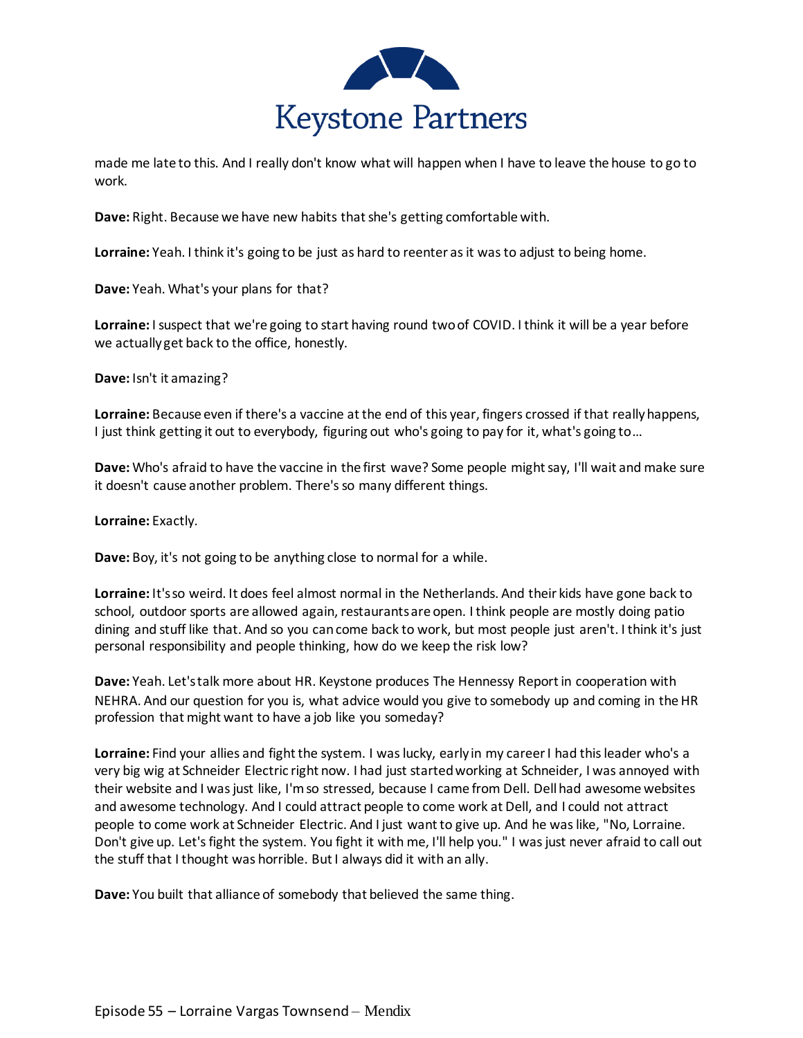made me late to this. And I really don't know what will happen when I have to leave the house to go to work.

**Dave:** Right. Because we have new habits that she's getting comfortable with.

**Lorraine:** Yeah. I think it's going to be just as hard to reenter as it was to adjust to being home.

**Dave:** Yeah. What's your plans for that?

**Lorraine:** I suspect that we're going to start having round two of COVID. I think it will be a year before we actually get back to the office, honestly.

**Dave:** Isn't it amazing?

**Lorraine:** Because even if there's a vaccine at the end of this year, fingers crossed if that really happens, I just think getting it out to everybody, figuring out who's going to pay for it, what's going to…

**Dave:** Who's afraid to have the vaccine in the first wave? Some people might say, I'll wait and make sure it doesn't cause another problem. There's so many different things.

**Lorraine:** Exactly.

**Dave:** Boy, it's not going to be anything close to normal for a while.

**Lorraine:** It's so weird. It does feel almost normal in the Netherlands. And their kids have gone back to school, outdoor sports are allowed again, restaurants are open. I think people are mostly doing patio dining and stuff like that. And so you can come back to work, but most people just aren't. I think it's just personal responsibility and people thinking, how do we keep the risk low?

**Dave:** Yeah. Let's talk more about HR. Keystone produces The Hennessy Report in cooperation with NEHRA. And our question for you is, what advice would you give to somebody up and coming in the HR profession that might want to have a job like you someday?

**Lorraine:** Find your allies and fight the system. I was lucky, early in my career I had this leader who's a very big wig at Schneider Electric right now. I had just started working at Schneider, I was annoyed with their website and I was just like, I'm so stressed, because I came from Dell. Dell had awesome websites and awesome technology. And I could attract people to come work at Dell, and I could not attract people to come work at Schneider Electric. And I just want to give up. And he was like, "No, Lorraine. Don't give up. Let's fight the system. You fight it with me, I'll help you." I was just never afraid to call out the stuff that I thought was horrible. But I always did it with an ally.

**Dave:** You built that alliance of somebody that believed the same thing.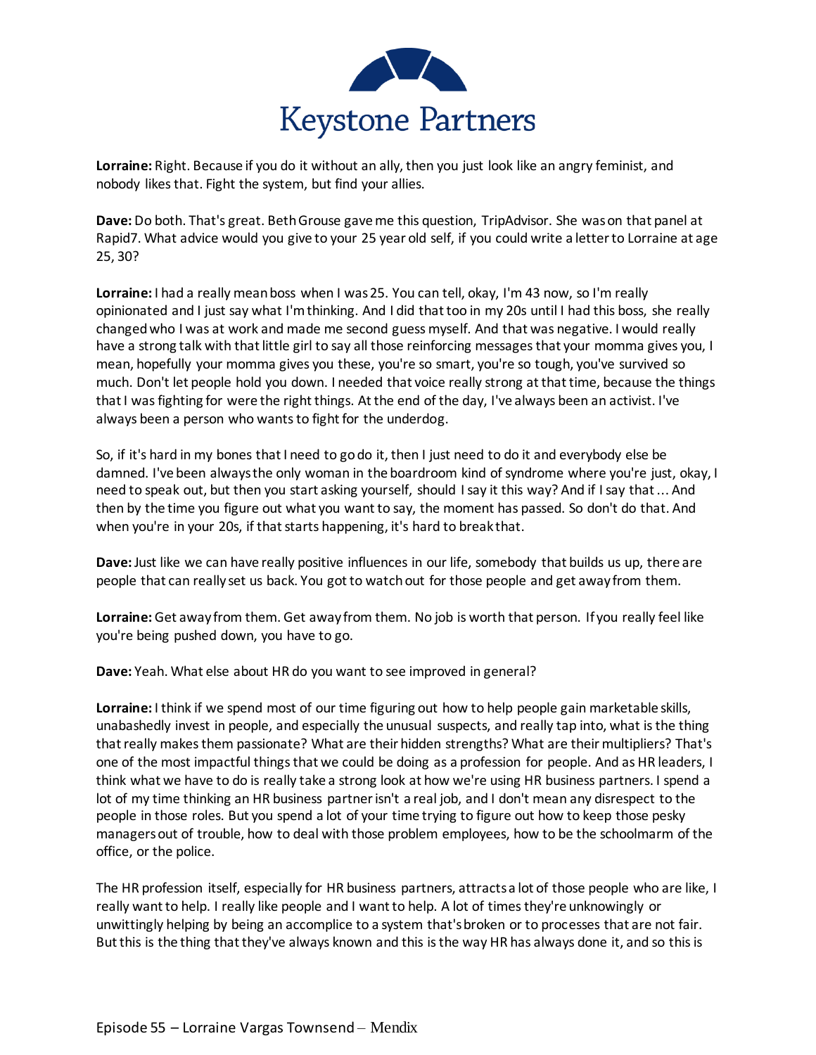**Lorraine:** Right. Because if you do it without an ally, then you just look like an angry feminist, and nobody likes that. Fight the system, but find your allies.

**Dave:** Do both. That's great. Beth Grouse gave me this question, TripAdvisor. She was on that panel at Rapid7. What advice would you give to your 25 year old self, if you could write a letter to Lorraine at age 25, 30?

**Lorraine:** I had a really mean boss when I was 25. You can tell, okay, I'm 43 now, so I'm really opinionated and I just say what I'm thinking. And I did that too in my 20s until I had this boss, she really changed who I was at work and made me second guess myself. And that was negative. I would really have a strong talk with that little girl to say all those reinforcing messages that your momma gives you, I mean, hopefully your momma gives you these, you're so smart, you're so tough, you've survived so much. Don't let people hold you down. I needed that voice really strong at that time, because the things that I was fighting for were the right things. At the end of the day, I've always been an activist. I've always been a person who wants to fight for the underdog.

So, if it's hard in my bones that I need to go do it, then I just need to do it and everybody else be damned. I've been always the only woman in the boardroom kind of syndrome where you're just, okay, I need to speak out, but then you start asking yourself, should I say it this way? And if I say that ... And then by the time you figure out what you want to say, the moment has passed. So don't do that. And when you're in your 20s, if that starts happening, it's hard to break that.

**Dave:** Just like we can have really positive influences in our life, somebody that builds us up, there are people that can really set us back. You got to watch out for those people and get away from them.

**Lorraine:** Get away from them. Get away from them. No job is worth that person. If you really feel like you're being pushed down, you have to go.

**Dave:** Yeah. What else about HR do you want to see improved in general?

**Lorraine:** I think if we spend most of our time figuring out how to help people gain marketable skills, unabashedly invest in people, and especially the unusual suspects, and really tap into, what is the thing that really makes them passionate? What are their hidden strengths? What are their multipliers? That's one of the most impactful things that we could be doing as a profession for people. And as HR leaders, I think what we have to do is really take a strong look at how we're using HR business partners. I spend a lot of my time thinking an HR business partner isn't a real job, and I don't mean any disrespect to the people in those roles. But you spend a lot of your time trying to figure out how to keep those pesky managers out of trouble, how to deal with those problem employees, how to be the schoolmarm of the office, or the police.

The HR profession itself, especially for HR business partners, attracts a lot of those people who are like, I really want to help. I really like people and I want to help. A lot of times they're unknowingly or unwittingly helping by being an accomplice to a system that's broken or to processes that are not fair. But this is the thing that they've always known and this is the way HR has always done it, and so this is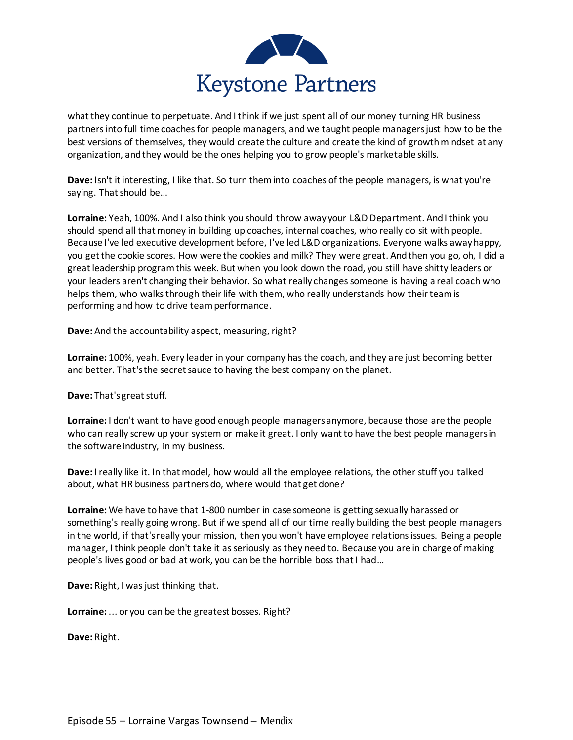what they continue to perpetuate. And I think if we just spent all of our money turning HR business partners into full time coaches for people managers, and we taught people managers just how to be the best versions of themselves, they would create the culture and create the kind of growth mindset at any organization, and they would be the ones helping you to grow people's marketable skills.

**Dave:** Isn't it interesting, I like that. So turn them into coaches of the people managers, is what you're saying. That should be…

**Lorraine:** Yeah, 100%. And I also think you should throw away your L&D Department. And I think you should spend all that money in building up coaches, internal coaches, who really do sit with people. Because I've led executive development before, I've led L&D organizations. Everyone walks away happy, you get the cookie scores. How were the cookies and milk? They were great. And then you go, oh, I did a great leadership program this week. But when you look down the road, you still have shitty leaders or your leaders aren't changing their behavior. So what really changes someone is having a real coach who helps them, who walks through their life with them, who really understands how their team is performing and how to drive team performance.

**Dave:** And the accountability aspect, measuring, right?

**Lorraine:** 100%, yeah. Every leader in your company has the coach, and they are just becoming better and better. That's the secret sauce to having the best company on the planet.

**Dave:** That's great stuff.

**Lorraine:** I don't want to have good enough people managers anymore, because those are the people who can really screw up your system or make it great. I only want to have the best people managers in the software industry, in my business.

**Dave:** I really like it. In that model, how would all the employee relations, the other stuff you talked about, what HR business partners do, where would that get done?

**Lorraine:** We have to have that 1-800 number in case someone is getting sexually harassed or something's really going wrong. But if we spend all of our time really building the best people managers in the world, if that's really your mission, then you won't have employee relations issues. Being a people manager, I think people don't take it as seriously as they need to. Because you are in charge of making people's lives good or bad at work, you can be the horrible boss that I had…

**Dave:** Right, I was just thinking that.

**Lorraine:** … or you can be the greatest bosses. Right?

**Dave:** Right.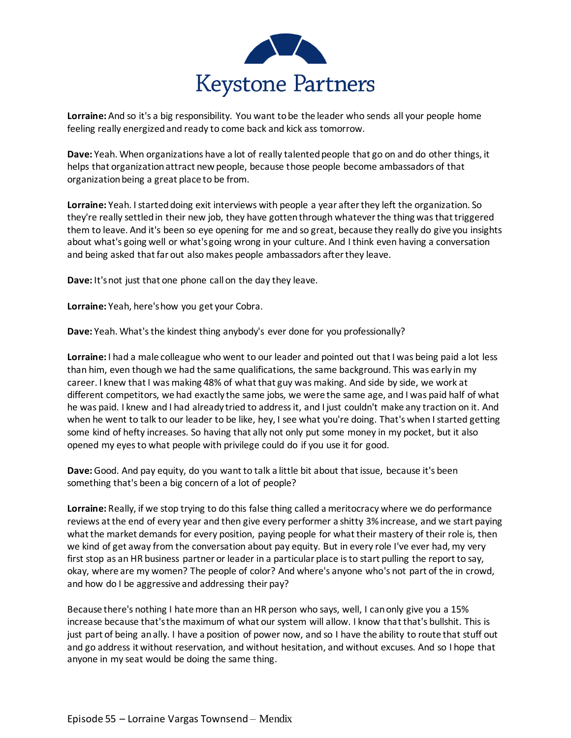**Lorraine:** And so it's a big responsibility. You want to be the leader who sends all your people home feeling really energized and ready to come back and kick ass tomorrow.

**Dave:** Yeah. When organizations have a lot of really talented people that go on and do other things, it helps that organization attract new people, because those people become ambassadors of that organization being a great place to be from.

**Lorraine:** Yeah. I started doing exit interviews with people a year after they left the organization. So they're really settled in their new job, they have gotten through whatever the thing was that triggered them to leave. And it's been so eye opening for me and so great, because they really do give you insights about what's going well or what's going wrong in your culture. And I think even having a conversation and being asked that far out also makes people ambassadors after they leave.

**Dave:** It's not just that one phone call on the day they leave.

**Lorraine:** Yeah, here's how you get your Cobra.

**Dave:** Yeah. What's the kindest thing anybody's ever done for you professionally?

**Lorraine:** I had a male colleague who went to our leader and pointed out that I was being paid a lot less than him, even though we had the same qualifications, the same background. This was early in my career. I knew that I was making 48% of what that guy was making. And side by side, we work at different competitors, we had exactly the same jobs, we were the same age, and I was paid half of what he was paid. I knew and I had already tried to address it, and I just couldn't make any traction on it. And when he went to talk to our leader to be like, hey, I see what you're doing. That's when I started getting some kind of hefty increases. So having that ally not only put some money in my pocket, but it also opened my eyes to what people with privilege could do if you use it for good.

**Dave:** Good. And pay equity, do you want to talk a little bit about that issue, because it's been something that's been a big concern of a lot of people?

**Lorraine:** Really, if we stop trying to do this false thing called a meritocracy where we do performance reviews at the end of every year and then give every performer a shitty 3% increase, and we start paying what the market demands for every position, paying people for what their mastery of their role is, then we kind of get away from the conversation about pay equity. But in every role I've ever had, my very first stop as an HR business partner or leader in a particular place is to start pulling the report to say, okay, where are my women? The people of color? And where's anyone who's not part of the in crowd, and how do I be aggressive and addressing their pay?

Because there's nothing I hate more than an HR person who says, well, I can only give you a 15% increase because that's the maximum of what our system will allow. I know that that's bullshit. This is just part of being an ally. I have a position of power now, and so I have the ability to route that stuff out and go address it without reservation, and without hesitation, and without excuses. And so I hope that anyone in my seat would be doing the same thing.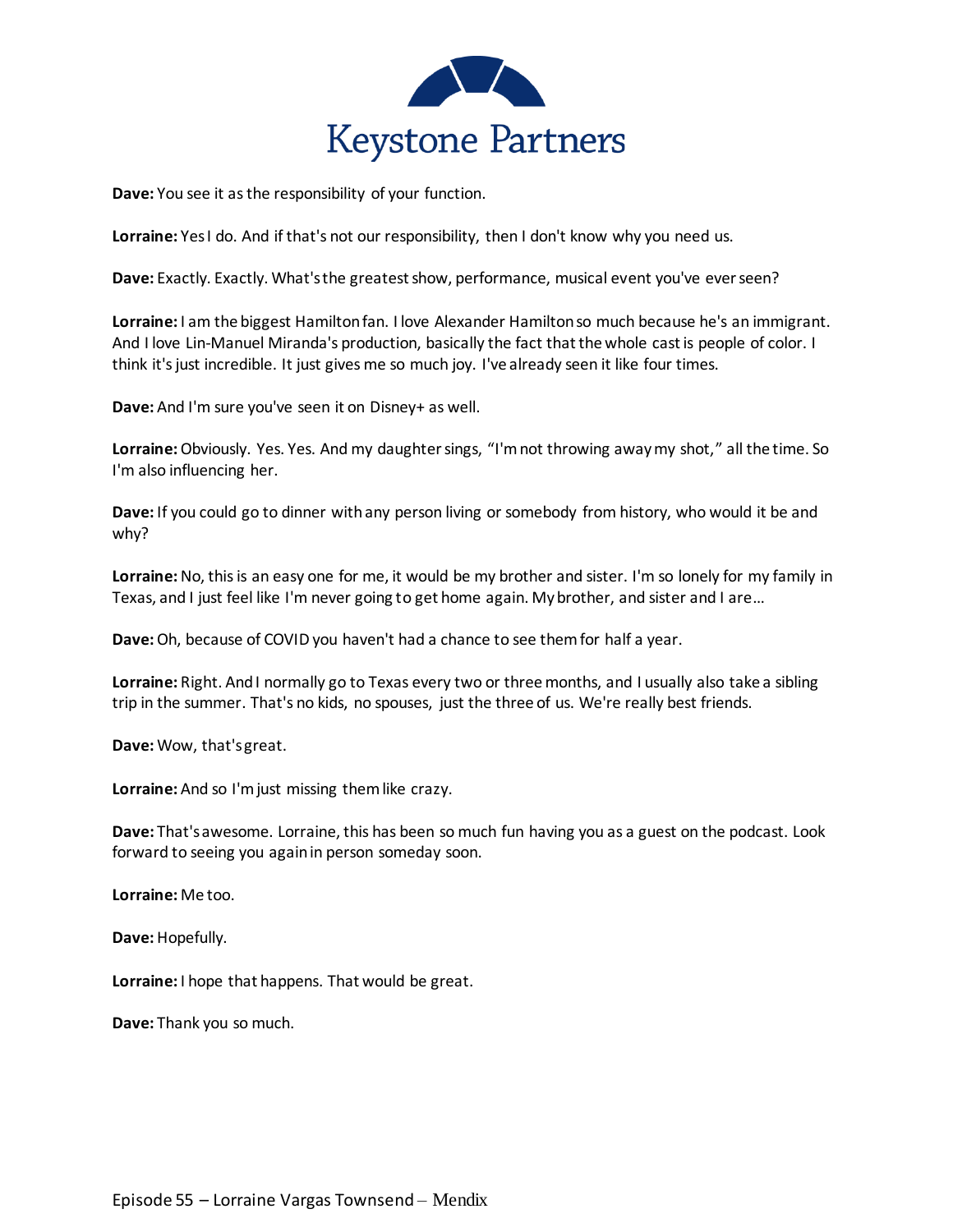**Dave:** You see it as the responsibility of your function.

**Lorraine:** Yes I do. And if that's not our responsibility, then I don't know why you need us.

**Dave:** Exactly. Exactly. What's the greatest show, performance, musical event you've ever seen?

**Lorraine:** I am the biggest Hamilton fan. I love Alexander Hamilton so much because he's an immigrant. And I love Lin-Manuel Miranda's production, basically the fact that the whole cast is people of color. I think it's just incredible. It just gives me so much joy. I've already seen it like four times.

**Dave:** And I'm sure you've seen it on Disney+ as well.

**Lorraine:** Obviously. Yes. Yes. And my daughter sings, "I'm not throwing away my shot," all the time. So I'm also influencing her.

**Dave:** If you could go to dinner with any person living or somebody from history, who would it be and why?

**Lorraine:** No, this is an easy one for me, it would be my brother and sister. I'm so lonely for my family in Texas, and I just feel like I'm never going to get home again. My brother, and sister and I are…

**Dave:** Oh, because of COVID you haven't had a chance to see them for half a year.

**Lorraine:** Right. And I normally go to Texas every two or three months, and I usually also take a sibling trip in the summer. That's no kids, no spouses, just the three of us. We're really best friends.

**Dave:** Wow, that's great.

**Lorraine:** And so I'm just missing them like crazy.

**Dave:** That's awesome. Lorraine, this has been so much fun having you as a guest on the podcast. Look forward to seeing you again in person someday soon.

**Lorraine:** Me too.

**Dave:** Hopefully.

**Lorraine:** I hope that happens. That would be great.

**Dave:** Thank you so much.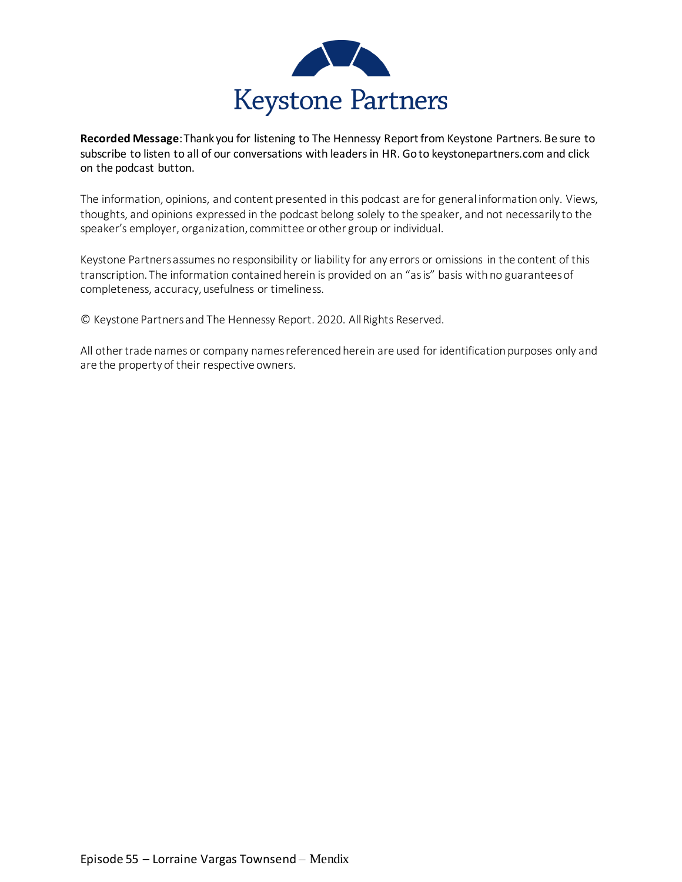Keystone Partners

**Recorded Message**: Thank you for listening to The Hennessy Report from Keystone Partners. Be sure to subscribe to listen to all of our conversations with leaders in HR. Go to keystonepartners.com and click on the podcast button.

The information, opinions, and content presented in this podcast are for general information only. Views, thoughts, and opinions expressed in the podcast belong solely to the speaker, and not necessarily to the speaker's employer, organization, committee or other group or individual.

Keystone Partners assumes no responsibility or liability for any errors or omissions in the content of this transcription. The information contained herein is provided on an "as is" basis with no guarantees of completeness, accuracy, usefulness or timeliness.

© Keystone Partners and The Hennessy Report. 2020. All Rights Reserved.

All other trade names or company names referenced herein are used for identification purposes only and are the property of their respective owners.